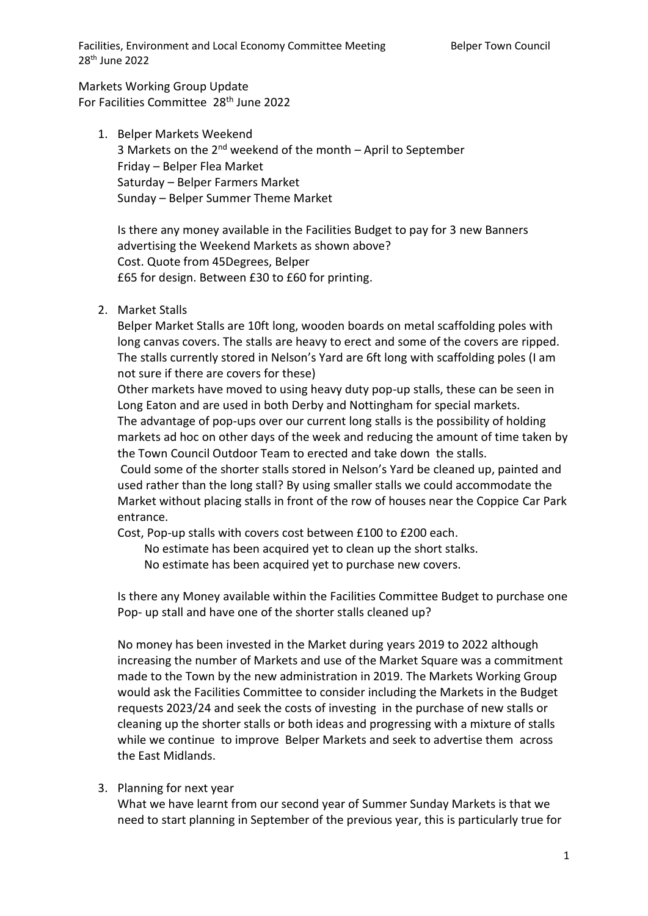Markets Working Group Update
For Facilities Committee 28th June 2022

1. Belper Markets Weekend
   3 Markets on the 2nd weekend of the month – April to September
   Friday – Belper Flea Market
   Saturday – Belper Farmers Market
   Sunday – Belper Summer Theme Market

   Is there any money available in the Facilities Budget to pay for 3 new Banners advertising the Weekend Markets as shown above?
   Cost. Quote from 45Degrees, Belper
   £65 for design. Between £30 to £60 for printing.

2. Market Stalls
   Belper Market Stalls are 10ft long, wooden boards on metal scaffolding poles with long canvas covers. The stalls are heavy to erect and some of the covers are ripped. The stalls currently stored in Nelson's Yard are 6ft long with scaffolding poles (I am not sure if there are covers for these)
   Other markets have moved to using heavy duty pop-up stalls, these can be seen in Long Eaton and are used in both Derby and Nottingham for special markets.
   The advantage of pop-ups over our current long stalls is the possibility of holding markets ad hoc on other days of the week and reducing the amount of time taken by the Town Council Outdoor Team to erected and take down the stalls.
   Could some of the shorter stalls stored in Nelson's Yard be cleaned up, painted and used rather than the long stall? By using smaller stalls we could accommodate the Market without placing stalls in front of the row of houses near the Coppice Car Park entrance.
   Cost, Pop-up stalls with covers cost between £100 to £200 each.
   No estimate has been acquired yet to clean up the short stalks.
   No estimate has been acquired yet to purchase new covers.

   Is there any Money available within the Facilities Committee Budget to purchase one Pop- up stall and have one of the shorter stalls cleaned up?

   No money has been invested in the Market during years 2019 to 2022 although increasing the number of Markets and use of the Market Square was a commitment made to the Town by the new administration in 2019. The Markets Working Group would ask the Facilities Committee to consider including the Markets in the Budget requests 2023/24 and seek the costs of investing in the purchase of new stalls or cleaning up the shorter stalls or both ideas and progressing with a mixture of stalls while we continue to improve Belper Markets and seek to advertise them across the East Midlands.

3. Planning for next year
   What we have learnt from our second year of Summer Sunday Markets is that we need to start planning in September of the previous year, this is particularly true for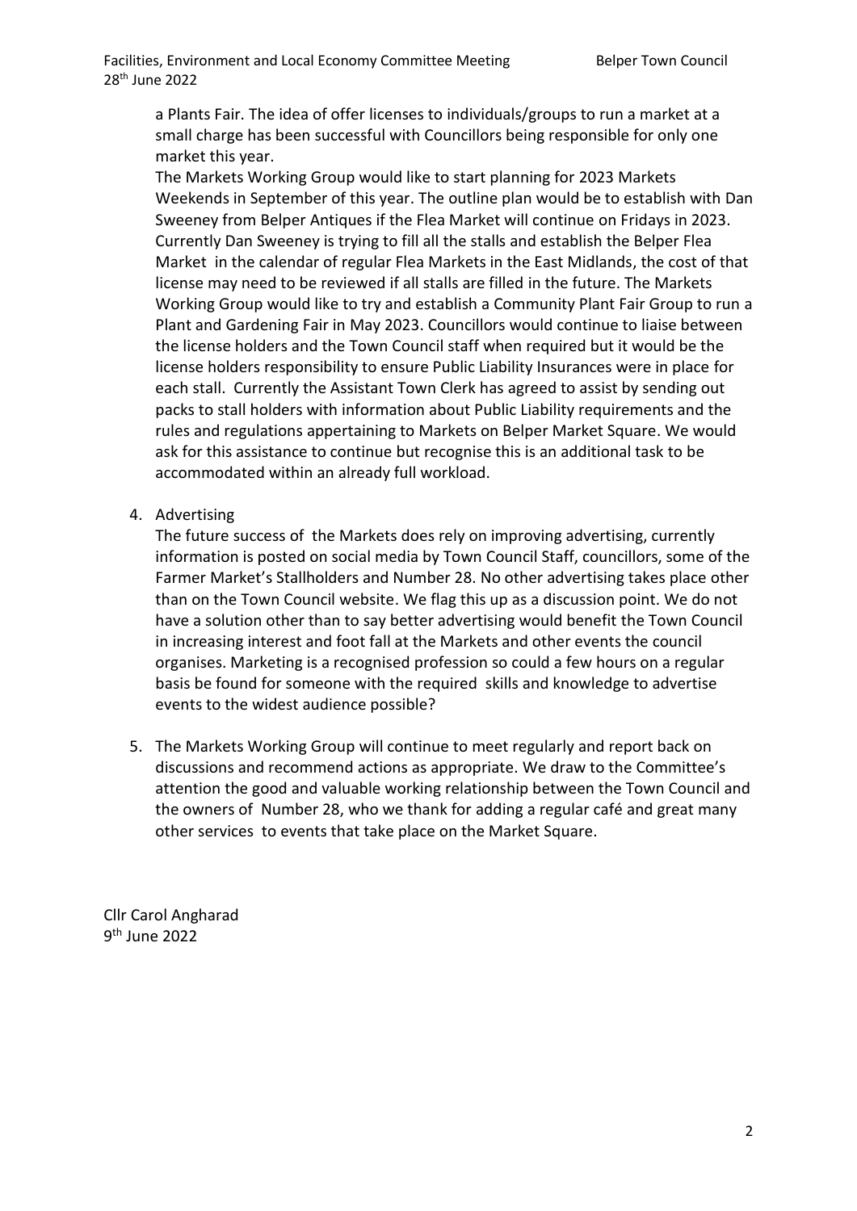a Plants Fair. The idea of offer licenses to individuals/groups to run a market at a small charge has been successful with Councillors being responsible for only one market this year.

The Markets Working Group would like to start planning for 2023 Markets Weekends in September of this year. The outline plan would be to establish with Dan Sweeney from Belper Antiques if the Flea Market will continue on Fridays in 2023. Currently Dan Sweeney is trying to fill all the stalls and establish the Belper Flea Market in the calendar of regular Flea Markets in the East Midlands, the cost of that license may need to be reviewed if all stalls are filled in the future. The Markets Working Group would like to try and establish a Community Plant Fair Group to run a Plant and Gardening Fair in May 2023. Councillors would continue to liaise between the license holders and the Town Council staff when required but it would be the license holders responsibility to ensure Public Liability Insurances were in place for each stall. Currently the Assistant Town Clerk has agreed to assist by sending out packs to stall holders with information about Public Liability requirements and the rules and regulations appertaining to Markets on Belper Market Square. We would ask for this assistance to continue but recognise this is an additional task to be accommodated within an already full workload.

4. Advertising

   The future success of the Markets does rely on improving advertising, currently information is posted on social media by Town Council Staff, councillors, some of the Farmer Market's Stallholders and Number 28. No other advertising takes place other than on the Town Council website. We flag this up as a discussion point. We do not have a solution other than to say better advertising would benefit the Town Council in increasing interest and foot fall at the Markets and other events the council organises. Marketing is a recognised profession so could a few hours on a regular basis be found for someone with the required skills and knowledge to advertise events to the widest audience possible?

5. The Markets Working Group will continue to meet regularly and report back on discussions and recommend actions as appropriate. We draw to the Committee's attention the good and valuable working relationship between the Town Council and the owners of Number 28, who we thank for adding a regular café and great many other services to events that take place on the Market Square.

Cllr Carol Angharad
9th June 2022